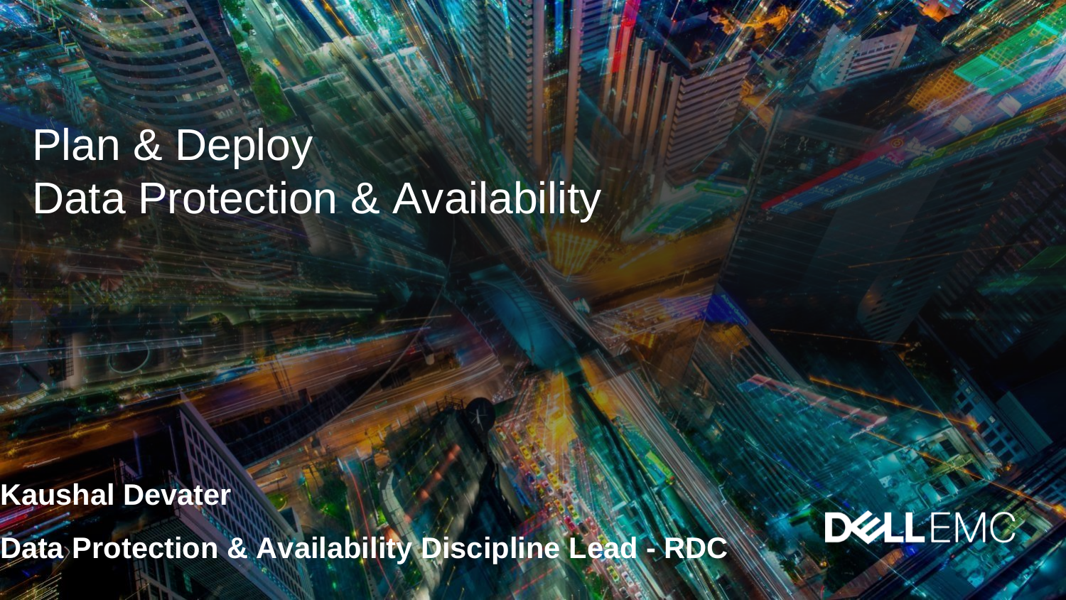# Plan & Deploy
# Data Protection & Availability

**Kaushal Devater**

**Data Protection & Availability Discipline Lead - RDC**

DELL EMC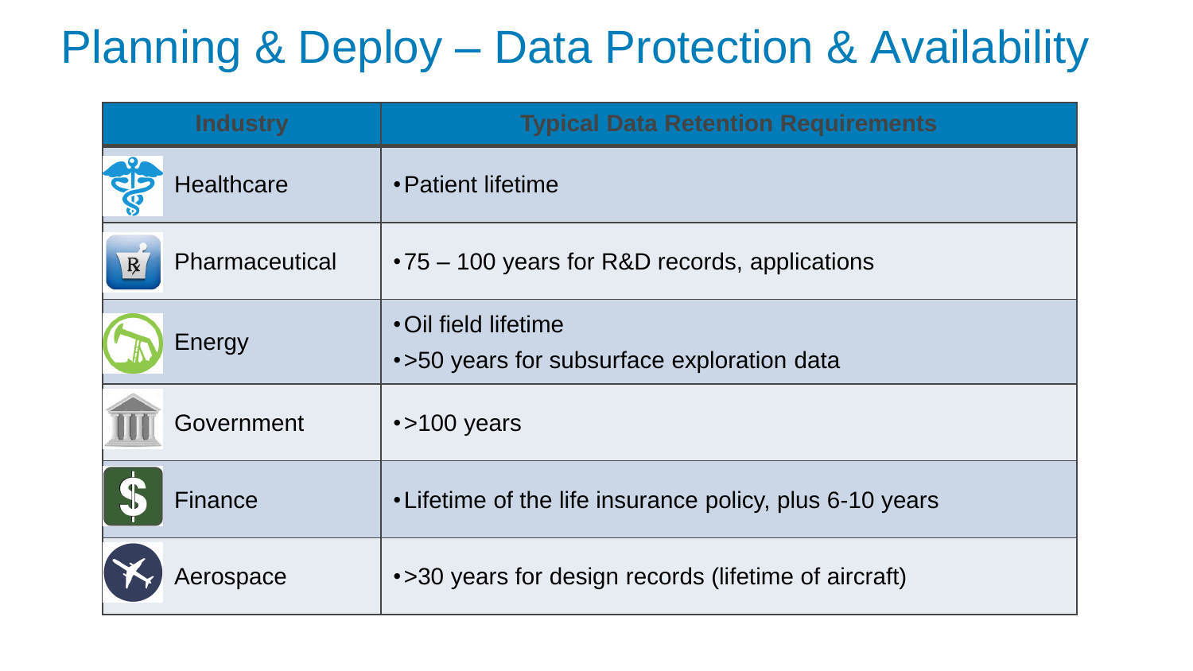# Planning & Deploy – Data Protection & Availability

| Industry | Typical Data Retention Requirements |
| --- | --- |
| Healthcare | • Patient lifetime |
| Pharmaceutical | • 75 – 100 years for R&D records, applications |
| Energy | • Oil field lifetime<br>• >50 years for subsurface exploration data |
| Government | • >100 years |
| Finance | • Lifetime of the life insurance policy, plus 6-10 years |
| Aerospace | • >30 years for design records (lifetime of aircraft) |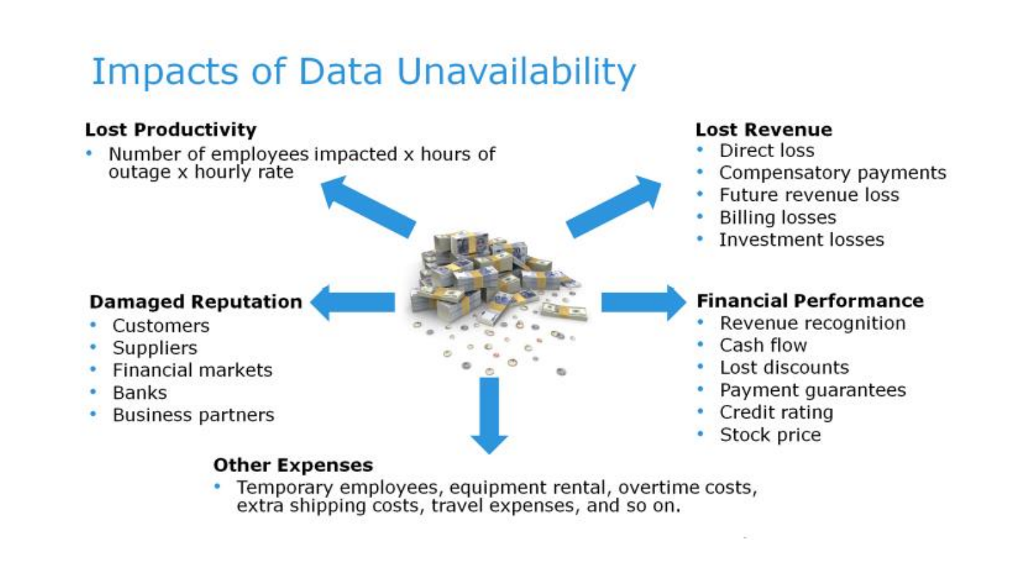# Impacts of Data Unavailability

**Lost Productivity**

- Number of employees impacted x hours of outage x hourly rate

**Lost Revenue**

- Direct loss
- Compensatory payments
- Future revenue loss
- Billing losses
- Investment losses

**Damaged Reputation**

- Customers
- Suppliers
- Financial markets
- Banks
- Business partners

**Financial Performance**

- Revenue recognition
- Cash flow
- Lost discounts
- Payment guarantees
- Credit rating
- Stock price

**Other Expenses**

- Temporary employees, equipment rental, overtime costs, extra shipping costs, travel expenses, and so on.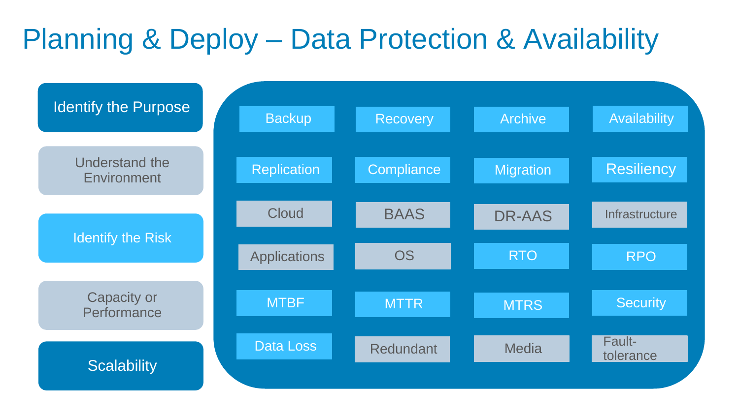# Planning & Deploy – Data Protection & Availability

- Identify the Purpose
- Understand the Environment
- Identify the Risk
- Capacity or Performance
- Scalability

| | | | |
|---|---|---|---|
| Backup | Recovery | Archive | Availability |
| Replication | Compliance | Migration | Resiliency |
| Cloud | BAAS | DR-AAS | Infrastructure |
| Applications | OS | RTO | RPO |
| MTBF | MTTR | MTRS | Security |
| Data Loss | Redundant | Media | Fault-tolerance |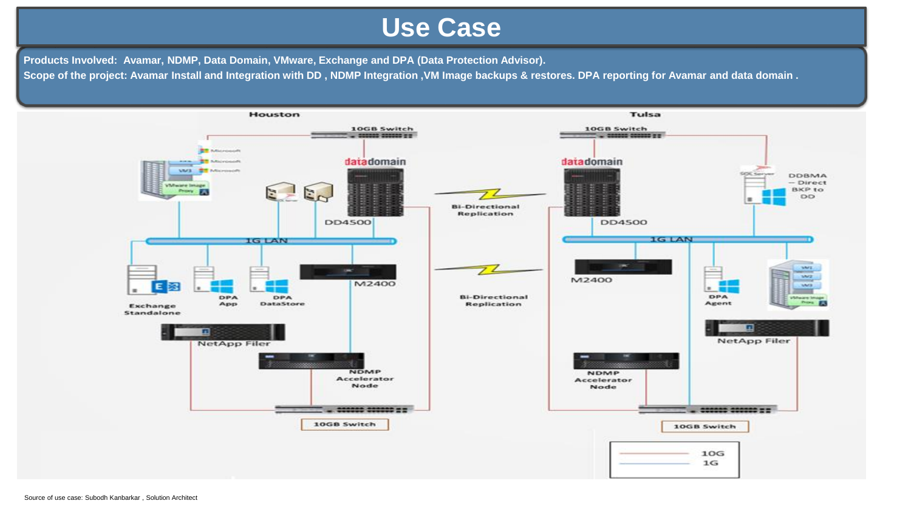# Use Case

**Products Involved: Avamar, NDMP, Data Domain, VMware, Exchange and DPA (Data Protection Advisor).**

**Scope of the project: Avamar Install and Integration with DD , NDMP Integration ,VM Image backups & restores. DPA reporting for Avamar and data domain .**

Houston

10GB Switch

datadomain

DD4500

1G LAN

Exchange Standalone

DPA App

DPA DataStore

M2400

NetApp Filer

NDMP Accelerator Node

10GB Switch

Bi-Directional Replication

Bi-Directional Replication

Tulsa

10GB Switch

datadomain

DD4500

DDBMA – Direct BKP to DD

1G LAN

M2400

DPA Agent

NetApp Filer

NDMP Accelerator Node

10GB Switch

10G

1G

Source of use case: Subodh Kanbarkar , Solution Architect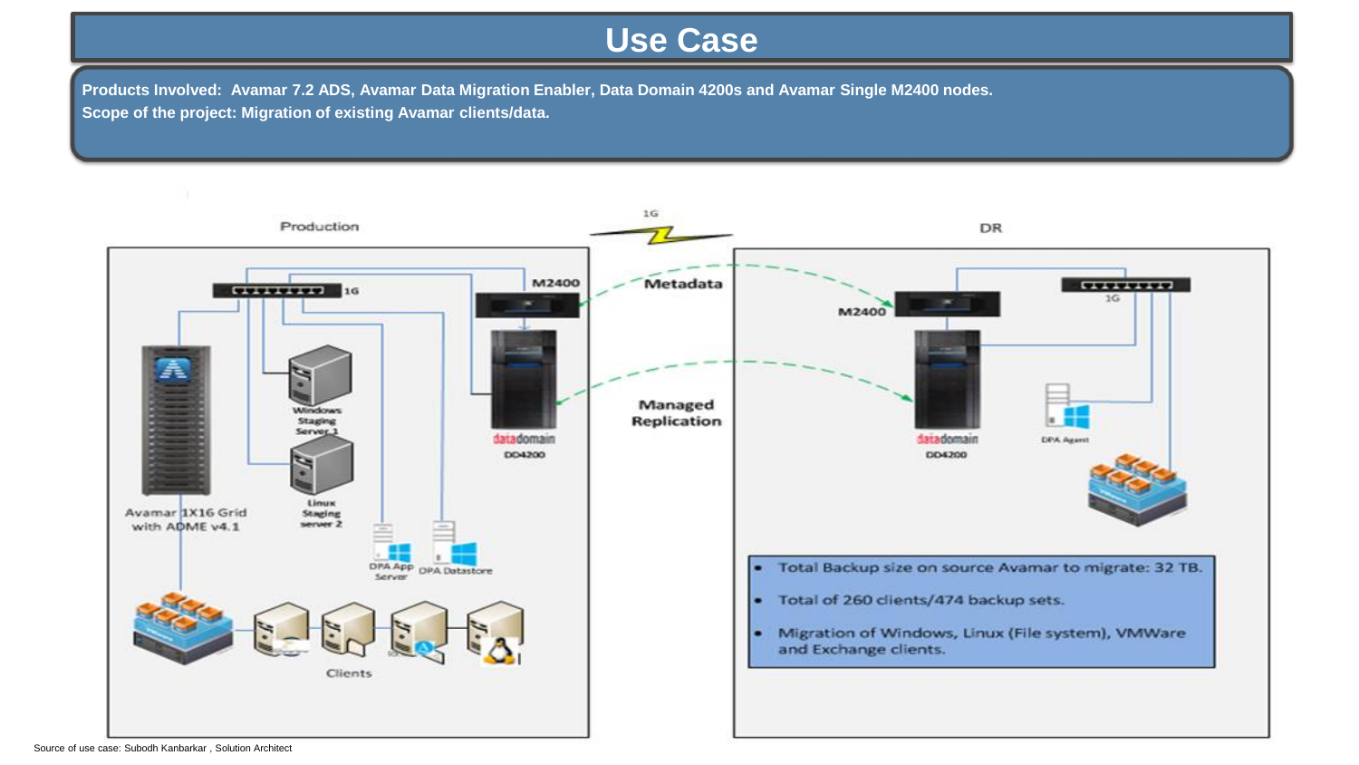# Use Case

**Products Involved: Avamar 7.2 ADS, Avamar Data Migration Enabler, Data Domain 4200s and Avamar Single M2400 nodes.**
**Scope of the project: Migration of existing Avamar clients/data.**

Production

1G

DR

M2400

Metadata

M2400

1G

1G

Windows Staging Server 1

Linux Staging server 2

datadomain DD4200

Managed Replication

datadomain DD4200

DPA Agent

Avamar 1X16 Grid with ADME v4.1

DPA App Server

DPA Datastore

Clients

- Total Backup size on source Avamar to migrate: 32 TB.
- Total of 260 clients/474 backup sets.
- Migration of Windows, Linux (File system), VMWare and Exchange clients.

Source of use case: Subodh Kanbarkar , Solution Architect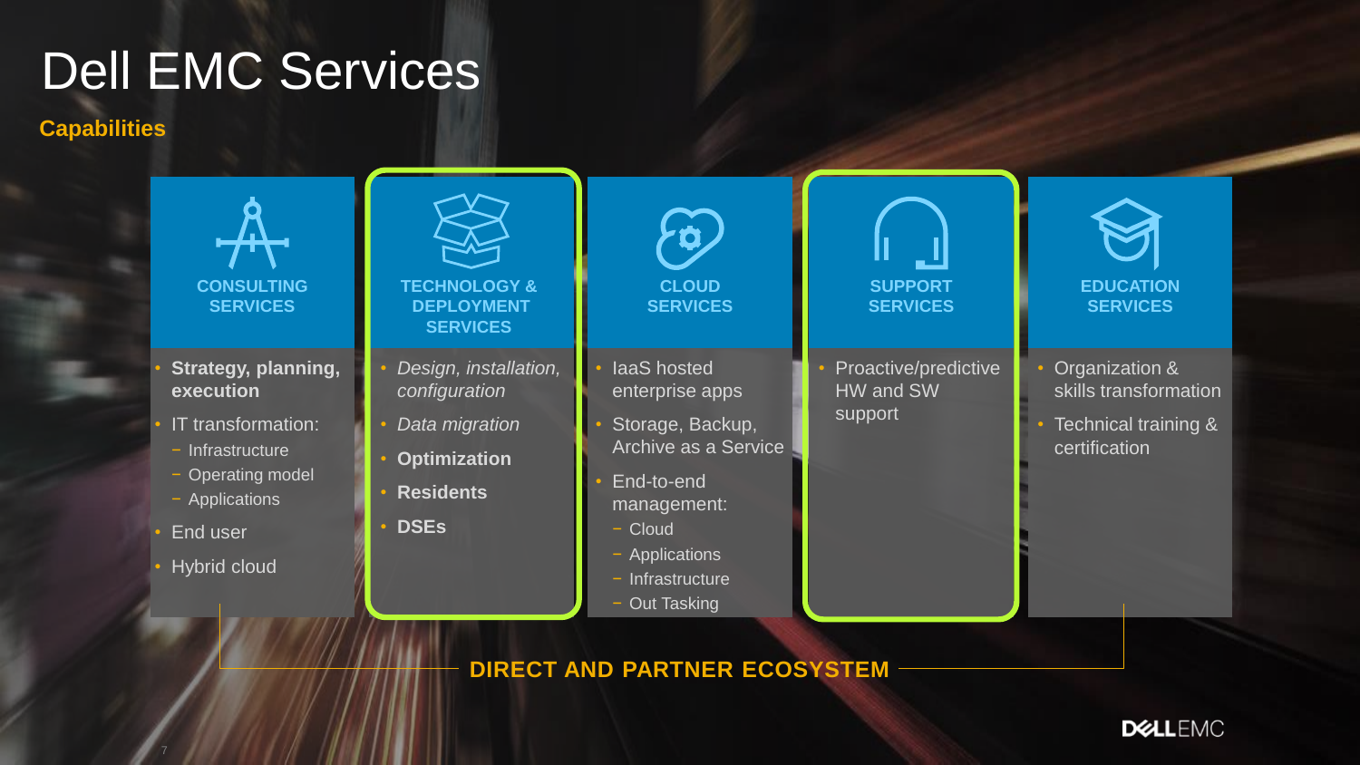# Dell EMC Services

**Capabilities**

### CONSULTING SERVICES

- **Strategy, planning, execution**
- IT transformation:
  - Infrastructure
  - Operating model
  - Applications
- End user
- Hybrid cloud

### TECHNOLOGY & DEPLOYMENT SERVICES

- *Design, installation, configuration*
- *Data migration*
- **Optimization**
- **Residents**
- **DSEs**

### CLOUD SERVICES

- IaaS hosted enterprise apps
- Storage, Backup, Archive as a Service
- End-to-end management:
  - Cloud
  - Applications
  - Infrastructure
  - Out Tasking

### SUPPORT SERVICES

- Proactive/predictive HW and SW support

### EDUCATION SERVICES

- Organization & skills transformation
- Technical training & certification

**DIRECT AND PARTNER ECOSYSTEM**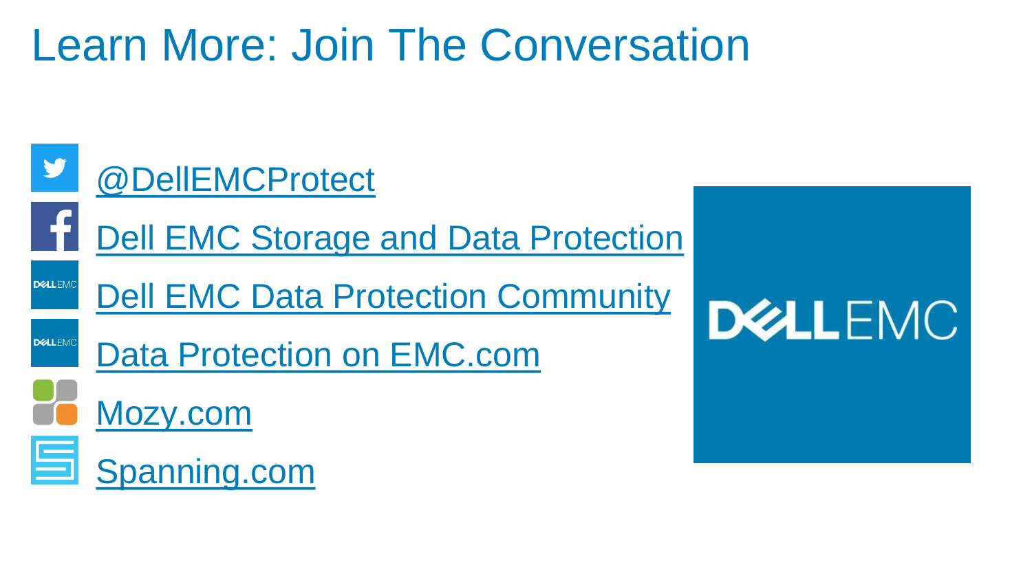# Learn More: Join The Conversation

- @DellEMCProtect
- Dell EMC Storage and Data Protection
- Dell EMC Data Protection Community
- Data Protection on EMC.com
- Mozy.com
- Spanning.com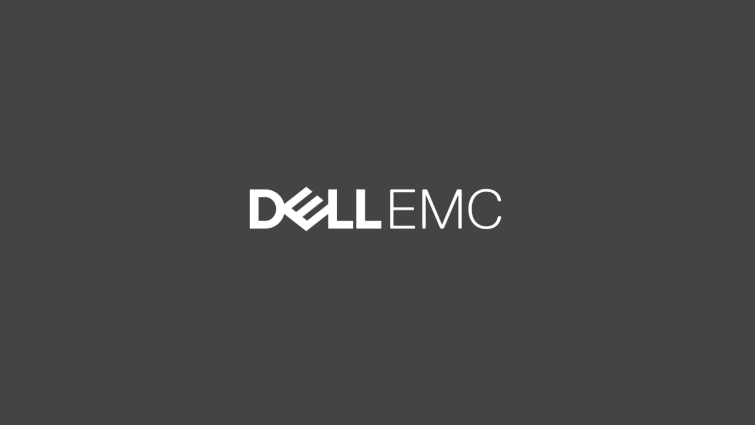DELL EMC